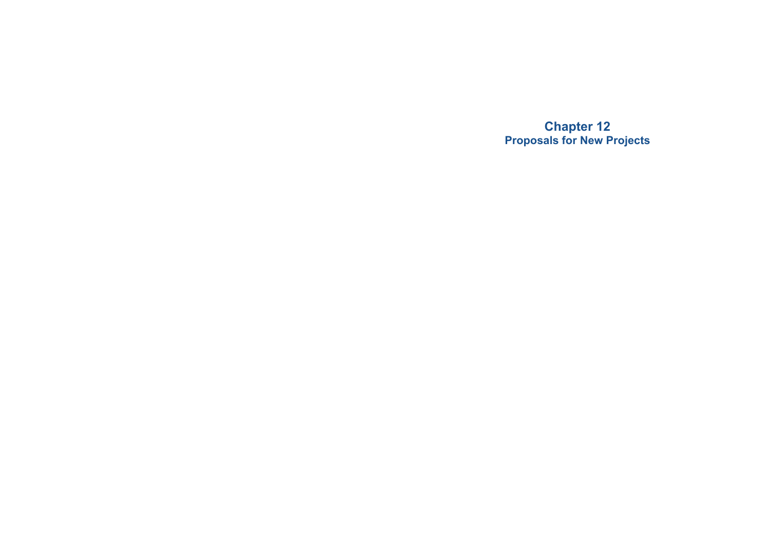# Chapter 12
## Proposals for New Projects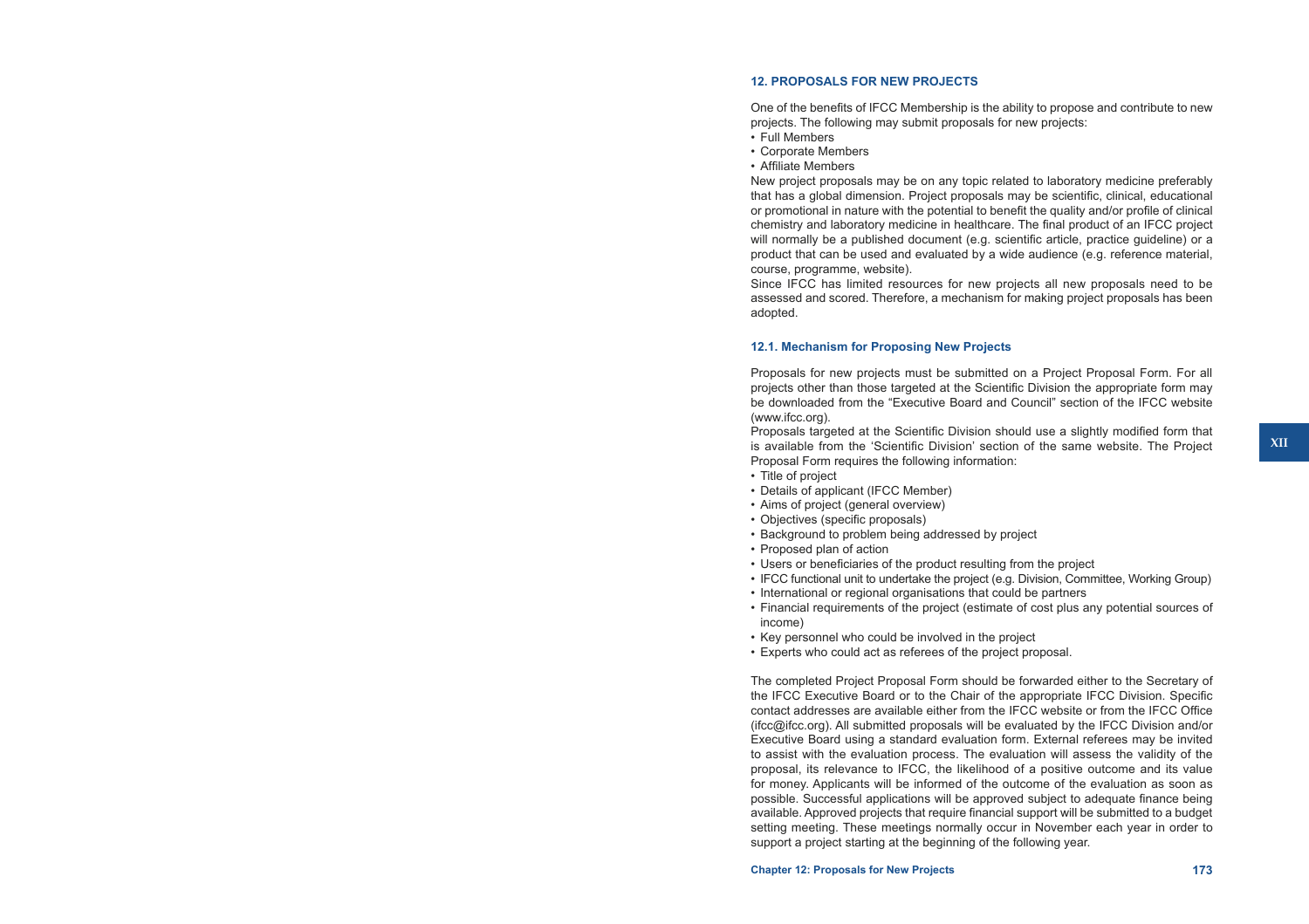## 12. PROPOSALS FOR NEW PROJECTS

One of the benefits of IFCC Membership is the ability to propose and contribute to new projects. The following may submit proposals for new projects:

- Full Members
- Corporate Members
- Affiliate Members

New project proposals may be on any topic related to laboratory medicine preferably that has a global dimension. Project proposals may be scientific, clinical, educational or promotional in nature with the potential to benefit the quality and/or profile of clinical chemistry and laboratory medicine in healthcare. The final product of an IFCC project will normally be a published document (e.g. scientific article, practice guideline) or a product that can be used and evaluated by a wide audience (e.g. reference material, course, programme, website).

Since IFCC has limited resources for new projects all new proposals need to be assessed and scored. Therefore, a mechanism for making project proposals has been adopted.

### 12.1. Mechanism for Proposing New Projects

Proposals for new projects must be submitted on a Project Proposal Form. For all projects other than those targeted at the Scientific Division the appropriate form may be downloaded from the "Executive Board and Council" section of the IFCC website (www.ifcc.org).

Proposals targeted at the Scientific Division should use a slightly modified form that is available from the 'Scientific Division' section of the same website. The Project Proposal Form requires the following information:

- Title of project
- Details of applicant (IFCC Member)
- Aims of project (general overview)
- Objectives (specific proposals)
- Background to problem being addressed by project
- Proposed plan of action
- Users or beneficiaries of the product resulting from the project
- IFCC functional unit to undertake the project (e.g. Division, Committee, Working Group)
- International or regional organisations that could be partners
- Financial requirements of the project (estimate of cost plus any potential sources of income)
- Key personnel who could be involved in the project
- Experts who could act as referees of the project proposal.

The completed Project Proposal Form should be forwarded either to the Secretary of the IFCC Executive Board or to the Chair of the appropriate IFCC Division. Specific contact addresses are available either from the IFCC website or from the IFCC Office (ifcc@ifcc.org). All submitted proposals will be evaluated by the IFCC Division and/or Executive Board using a standard evaluation form. External referees may be invited to assist with the evaluation process. The evaluation will assess the validity of the proposal, its relevance to IFCC, the likelihood of a positive outcome and its value for money. Applicants will be informed of the outcome of the evaluation as soon as possible. Successful applications will be approved subject to adequate finance being available. Approved projects that require financial support will be submitted to a budget setting meeting. These meetings normally occur in November each year in order to support a project starting at the beginning of the following year.